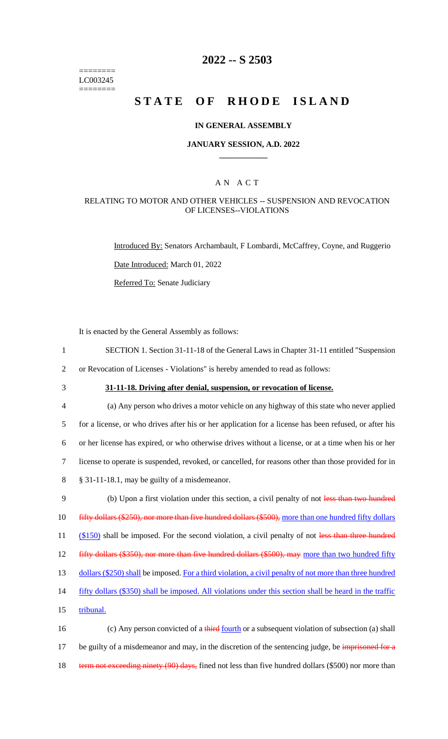========
LC003245
========

# 2022 -- S 2503

# STATE OF RHODE ISLAND

### IN GENERAL ASSEMBLY

### JANUARY SESSION, A.D. 2022

## A N A C T

### RELATING TO MOTOR AND OTHER VEHICLES -- SUSPENSION AND REVOCATION OF LICENSES--VIOLATIONS

Introduced By: Senators Archambault, F Lombardi, McCaffrey, Coyne, and Ruggerio

Date Introduced: March 01, 2022

Referred To: Senate Judiciary

It is enacted by the General Assembly as follows:

SECTION 1. Section 31-11-18 of the General Laws in Chapter 31-11 entitled "Suspension or Revocation of Licenses - Violations" is hereby amended to read as follows:

**31-11-18. Driving after denial, suspension, or revocation of license.**

(a) Any person who drives a motor vehicle on any highway of this state who never applied for a license, or who drives after his or her application for a license has been refused, or after his or her license has expired, or who otherwise drives without a license, or at a time when his or her license to operate is suspended, revoked, or cancelled, for reasons other than those provided for in § 31-11-18.1, may be guilty of a misdemeanor.

(b) Upon a first violation under this section, a civil penalty of not ~~less than two hundred fifty dollars ($250), nor more than five hundred dollars ($500),~~ more than one hundred fifty dollars ($150) shall be imposed. For the second violation, a civil penalty of not ~~less than three hundred fifty dollars ($350), nor more than five hundred dollars ($500), may~~ more than two hundred fifty dollars ($250) shall be imposed. For a third violation, a civil penalty of not more than three hundred fifty dollars ($350) shall be imposed. All violations under this section shall be heard in the traffic tribunal.

(c) Any person convicted of a ~~third~~ fourth or a subsequent violation of subsection (a) shall be guilty of a misdemeanor and may, in the discretion of the sentencing judge, be ~~imprisoned for a term not exceeding ninety (90) days,~~ fined not less than five hundred dollars ($500) nor more than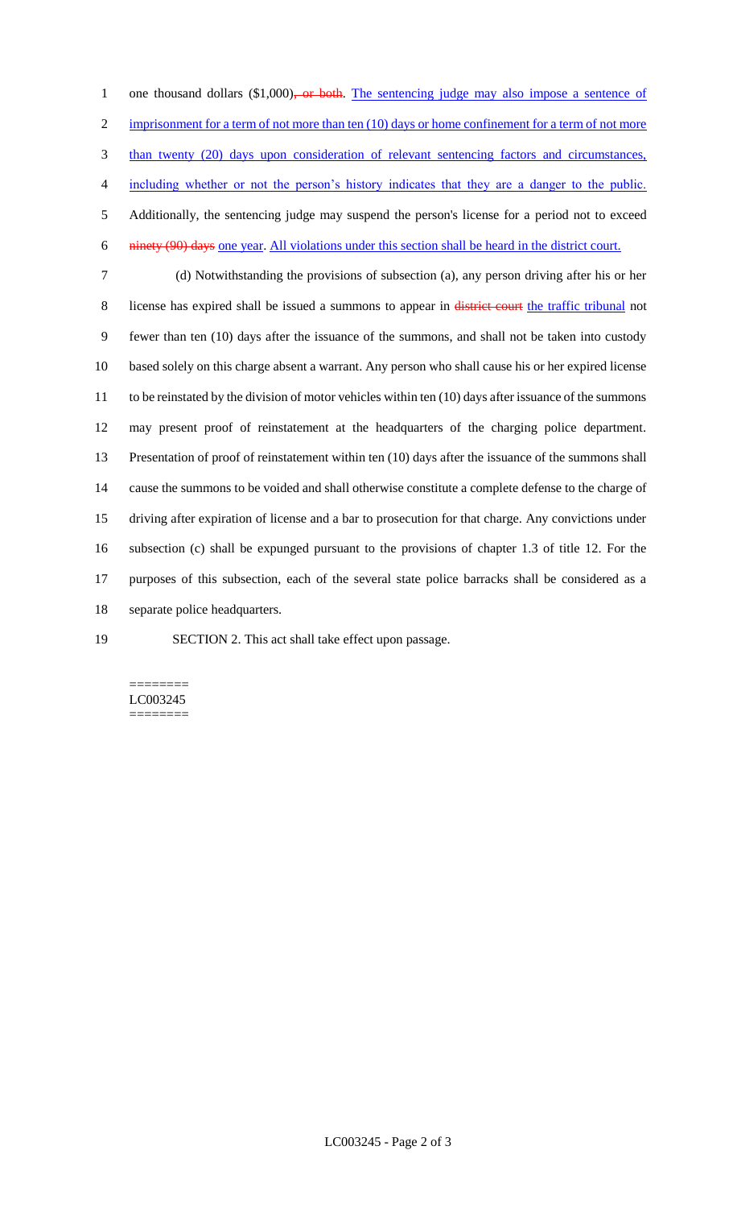one thousand dollars ($1,000)~~, or both~~. The sentencing judge may also impose a sentence of imprisonment for a term of not more than ten (10) days or home confinement for a term of not more than twenty (20) days upon consideration of relevant sentencing factors and circumstances, including whether or not the person's history indicates that they are a danger to the public. Additionally, the sentencing judge may suspend the person's license for a period not to exceed ~~ninety (90) days~~ one year. All violations under this section shall be heard in the district court.

(d) Notwithstanding the provisions of subsection (a), any person driving after his or her license has expired shall be issued a summons to appear in ~~district court~~ the traffic tribunal not fewer than ten (10) days after the issuance of the summons, and shall not be taken into custody based solely on this charge absent a warrant. Any person who shall cause his or her expired license to be reinstated by the division of motor vehicles within ten (10) days after issuance of the summons may present proof of reinstatement at the headquarters of the charging police department. Presentation of proof of reinstatement within ten (10) days after the issuance of the summons shall cause the summons to be voided and shall otherwise constitute a complete defense to the charge of driving after expiration of license and a bar to prosecution for that charge. Any convictions under subsection (c) shall be expunged pursuant to the provisions of chapter 1.3 of title 12. For the purposes of this subsection, each of the several state police barracks shall be considered as a separate police headquarters.

SECTION 2. This act shall take effect upon passage.

========
LC003245
========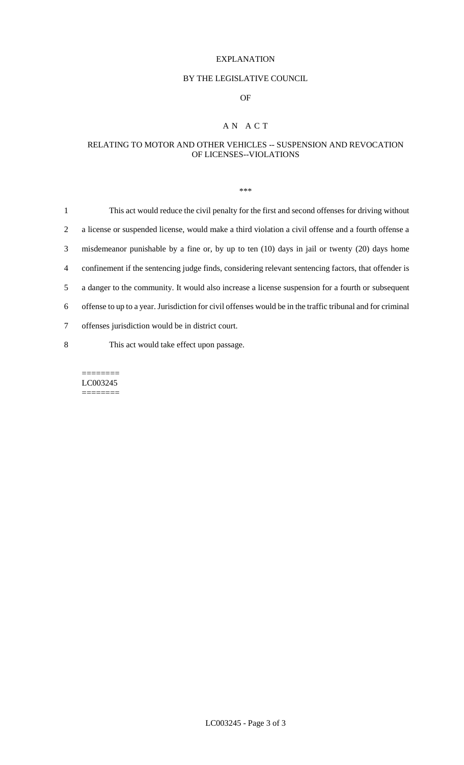EXPLANATION

BY THE LEGISLATIVE COUNCIL

OF

A N A C T

RELATING TO MOTOR AND OTHER VEHICLES -- SUSPENSION AND REVOCATION OF LICENSES--VIOLATIONS

\*\*\*

This act would reduce the civil penalty for the first and second offenses for driving without a license or suspended license, would make a third violation a civil offense and a fourth offense a misdemeanor punishable by a fine or, by up to ten (10) days in jail or twenty (20) days home confinement if the sentencing judge finds, considering relevant sentencing factors, that offender is a danger to the community. It would also increase a license suspension for a fourth or subsequent offense to up to a year. Jurisdiction for civil offenses would be in the traffic tribunal and for criminal offenses jurisdiction would be in district court.

This act would take effect upon passage.

========
LC003245
========